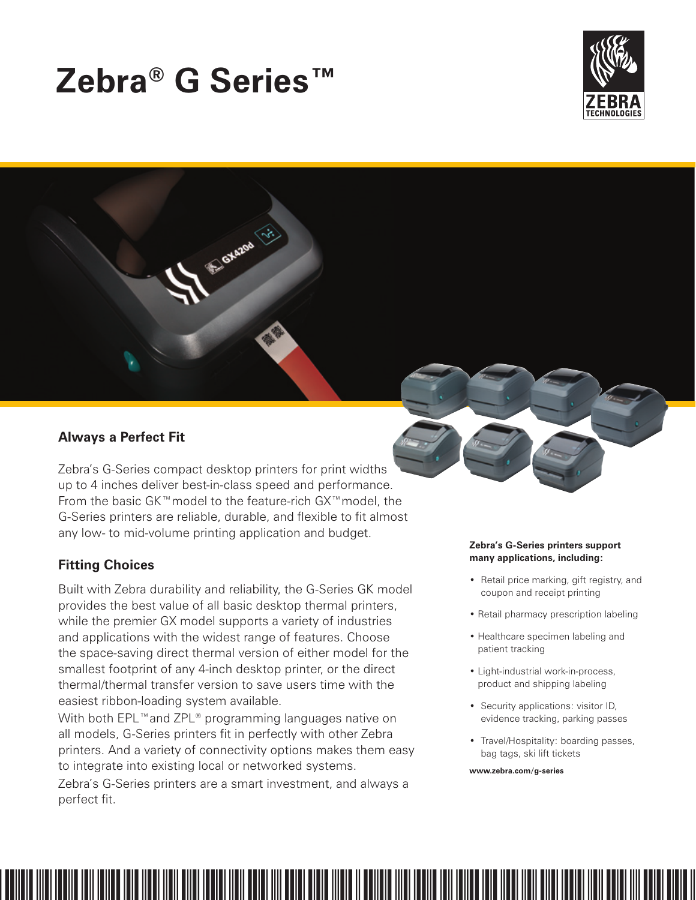# Zebra® G Series™

## Always a Perfect Fit

Zebra's G-Series compact desktop printers for print widths up to 4 inches deliver best-in-class speed and performance. From the basic GK™ model to the feature-rich GX™ model, the G-Series printers are reliable, durable, and flexible to fit almost any low- to mid-volume printing application and budget.

## Fitting Choices

Built with Zebra durability and reliability, the G-Series GK model provides the best value of all basic desktop thermal printers, while the premier GX model supports a variety of industries and applications with the widest range of features. Choose the space-saving direct thermal version of either model for the smallest footprint of any 4-inch desktop printer, or the direct thermal/thermal transfer version to save users time with the easiest ribbon-loading system available.

With both EPL™ and ZPL® programming languages native on all models, G-Series printers fit in perfectly with other Zebra printers. And a variety of connectivity options makes them easy to integrate into existing local or networked systems.

Zebra's G-Series printers are a smart investment, and always a perfect fit.

**Zebra's G-Series printers support many applications, including:**

- Retail price marking, gift registry, and coupon and receipt printing
- Retail pharmacy prescription labeling
- Healthcare specimen labeling and patient tracking
- Light-industrial work-in-process, product and shipping labeling
- Security applications: visitor ID, evidence tracking, parking passes
- Travel/Hospitality: boarding passes, bag tags, ski lift tickets

**www.zebra.com/g-series**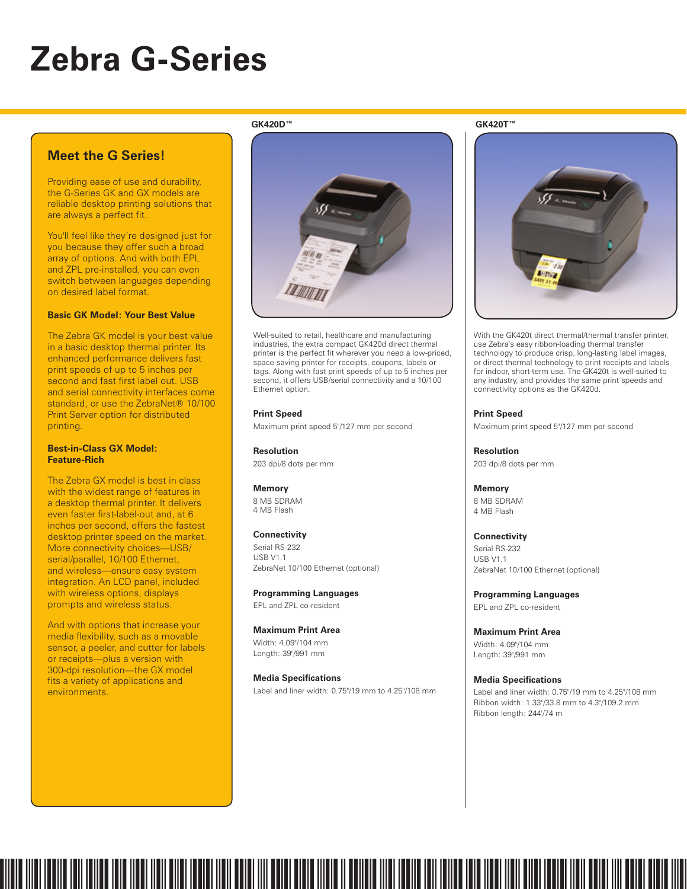# Zebra G-Series

## Meet the G Series!

Providing ease of use and durability, the G-Series GK and GX models are reliable desktop printing solutions that are always a perfect fit.

You'll feel like they're designed just for you because they offer such a broad array of options. And with both EPL and ZPL pre-installed, you can even switch between languages depending on desired label format.

### Basic GK Model: Your Best Value

The Zebra GK model is your best value in a basic desktop thermal printer. Its enhanced performance delivers fast print speeds of up to 5 inches per second and fast first label out. USB and serial connectivity interfaces come standard, or use the ZebraNet® 10/100 Print Server option for distributed printing.

### Best-in-Class GX Model: Feature-Rich

The Zebra GX model is best in class with the widest range of features in a desktop thermal printer. It delivers even faster first-label-out and, at 6 inches per second, offers the fastest desktop printer speed on the market. More connectivity choices—USB/serial/parallel, 10/100 Ethernet, and wireless—ensure easy system integration. An LCD panel, included with wireless options, displays prompts and wireless status.

And with options that increase your media flexibility, such as a movable media sensor, a peeler, and cutter for labels or receipts—plus a version with 300-dpi resolution—the GX model fits a variety of applications and environments.

## GK420D™

Well-suited to retail, healthcare and manufacturing industries, the extra compact GK420d direct thermal printer is the perfect fit wherever you need a low-priced, space-saving printer for receipts, coupons, labels or tags. Along with fast print speeds of up to 5 inches per second, it offers USB/serial connectivity and a 10/100 Ethernet option.

**Print Speed**

Maximum print speed 5"/127 mm per second

**Resolution**

203 dpi/8 dots per mm

**Memory**

8 MB SDRAM
4 MB Flash

**Connectivity**

Serial RS-232
USB V1.1
ZebraNet 10/100 Ethernet (optional)

**Programming Languages**

EPL and ZPL co-resident

**Maximum Print Area**

Width: 4.09"/104 mm
Length: 39"/991 mm

**Media Specifications**

Label and liner width: 0.75"/19 mm to 4.25"/108 mm

## GK420T™

With the GK420t direct thermal/thermal transfer printer, use Zebra's easy ribbon-loading thermal transfer technology to produce crisp, long-lasting label images, or direct thermal technology to print receipts and labels for indoor, short-term use. The GK420t is well-suited to any industry, and provides the same print speeds and connectivity options as the GK420d.

**Print Speed**

Maximum print speed 5"/127 mm per second

**Resolution**

203 dpi/8 dots per mm

**Memory**

8 MB SDRAM
4 MB Flash

**Connectivity**

Serial RS-232
USB V1.1
ZebraNet 10/100 Ethernet (optional)

**Programming Languages**

EPL and ZPL co-resident

**Maximum Print Area**

Width: 4.09"/104 mm
Length: 39"/991 mm

**Media Specifications**

Label and liner width: 0.75"/19 mm to 4.25"/108 mm
Ribbon width: 1.33"/33.8 mm to 4.3"/109.2 mm
Ribbon length: 244'/74 m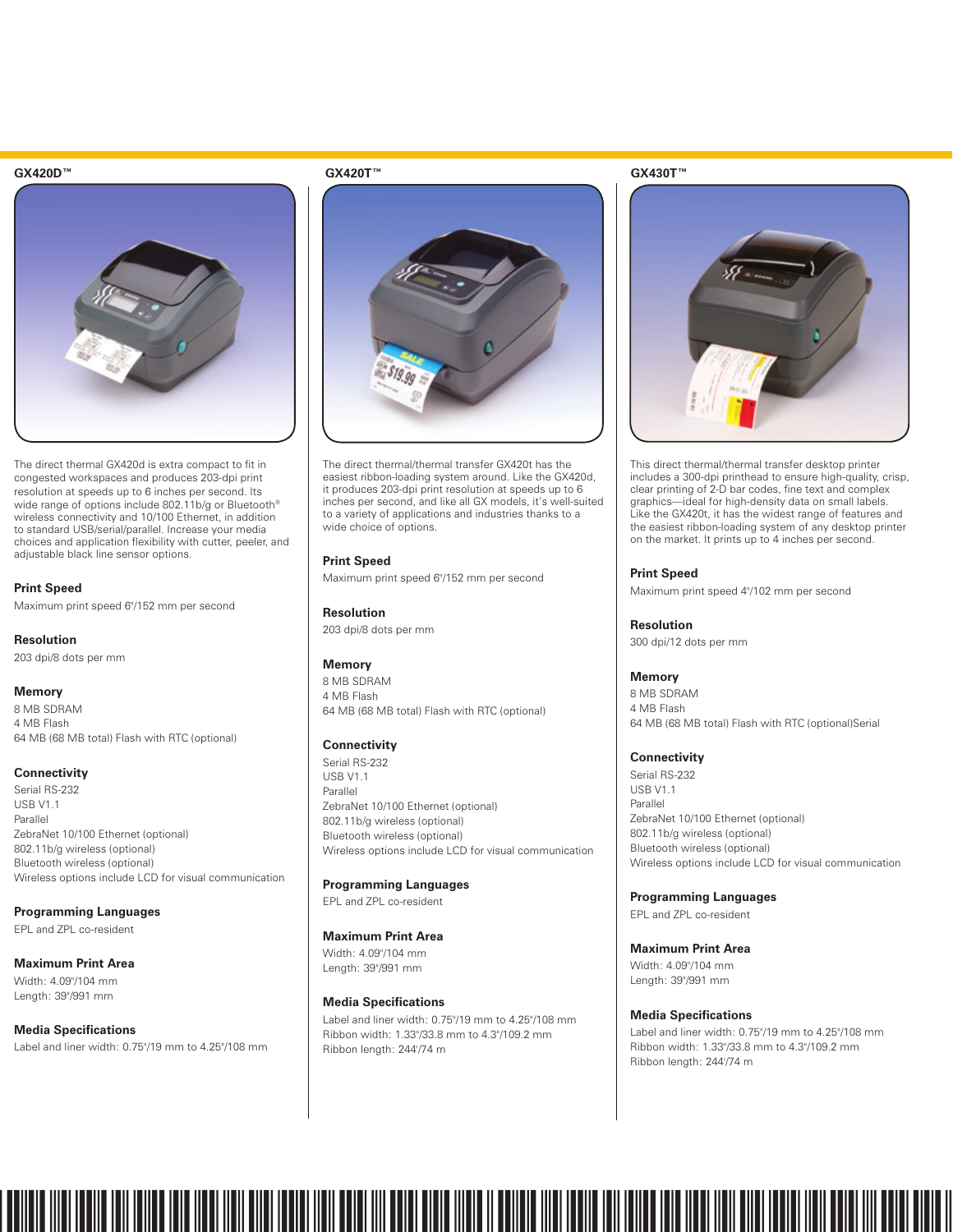## GX420D™

The direct thermal GX420d is extra compact to fit in congested workspaces and produces 203-dpi print resolution at speeds up to 6 inches per second. Its wide range of options include 802.11b/g or Bluetooth® wireless connectivity and 10/100 Ethernet, in addition to standard USB/serial/parallel. Increase your media choices and application flexibility with cutter, peeler, and adjustable black line sensor options.

### Print Speed

Maximum print speed 6"/152 mm per second

### Resolution

203 dpi/8 dots per mm

### Memory

8 MB SDRAM
4 MB Flash
64 MB (68 MB total) Flash with RTC (optional)

### Connectivity

Serial RS-232
USB V1.1
Parallel
ZebraNet 10/100 Ethernet (optional)
802.11b/g wireless (optional)
Bluetooth wireless (optional)
Wireless options include LCD for visual communication

### Programming Languages

EPL and ZPL co-resident

### Maximum Print Area

Width: 4.09"/104 mm
Length: 39"/991 mm

### Media Specifications

Label and liner width: 0.75"/19 mm to 4.25"/108 mm

## GX420T™

The direct thermal/thermal transfer GX420t has the easiest ribbon-loading system around. Like the GX420d, it produces 203-dpi print resolution at speeds up to 6 inches per second, and like all GX models, it's well-suited to a variety of applications and industries thanks to a wide choice of options.

### Print Speed

Maximum print speed 6"/152 mm per second

### Resolution

203 dpi/8 dots per mm

### Memory

8 MB SDRAM
4 MB Flash
64 MB (68 MB total) Flash with RTC (optional)

### Connectivity

Serial RS-232
USB V1.1
Parallel
ZebraNet 10/100 Ethernet (optional)
802.11b/g wireless (optional)
Bluetooth wireless (optional)
Wireless options include LCD for visual communication

### Programming Languages

EPL and ZPL co-resident

### Maximum Print Area

Width: 4.09"/104 mm
Length: 39"/991 mm

### Media Specifications

Label and liner width: 0.75"/19 mm to 4.25"/108 mm
Ribbon width: 1.33"/33.8 mm to 4.3"/109.2 mm
Ribbon length: 244'/74 m

## GX430T™

This direct thermal/thermal transfer desktop printer includes a 300-dpi printhead to ensure high-quality, crisp, clear printing of 2-D bar codes, fine text and complex graphics—ideal for high-density data on small labels. Like the GX420t, it has the widest range of features and the easiest ribbon-loading system of any desktop printer on the market. It prints up to 4 inches per second.

### Print Speed

Maximum print speed 4"/102 mm per second

### Resolution

300 dpi/12 dots per mm

### Memory

8 MB SDRAM
4 MB Flash
64 MB (68 MB total) Flash with RTC (optional)Serial

### Connectivity

Serial RS-232
USB V1.1
Parallel
ZebraNet 10/100 Ethernet (optional)
802.11b/g wireless (optional)
Bluetooth wireless (optional)
Wireless options include LCD for visual communication

### Programming Languages

EPL and ZPL co-resident

### Maximum Print Area

Width: 4.09"/104 mm
Length: 39"/991 mm

### Media Specifications

Label and liner width: 0.75"/19 mm to 4.25"/108 mm
Ribbon width: 1.33"/33.8 mm to 4.3"/109.2 mm
Ribbon length: 244'/74 m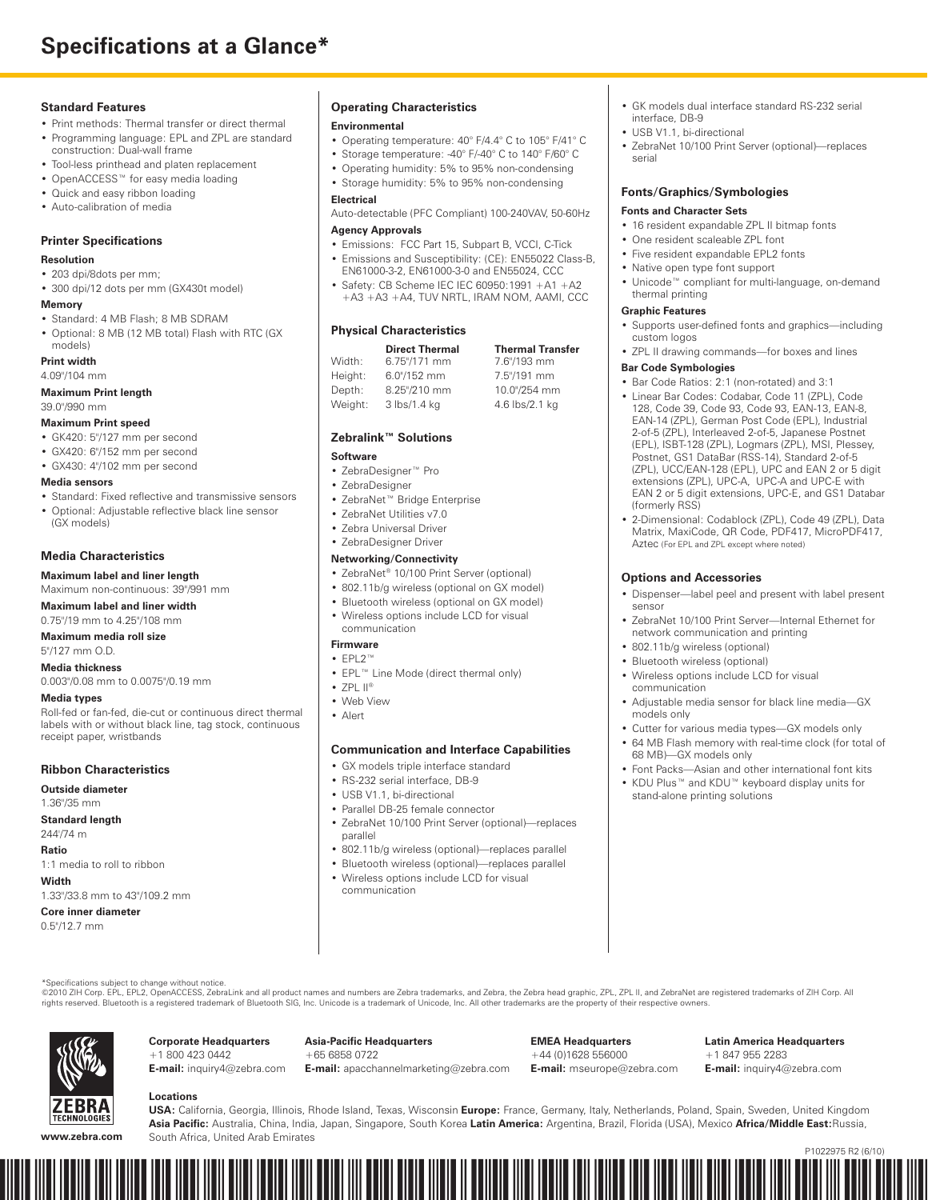# Specifications at a Glance*

## Standard Features

- Print methods: Thermal transfer or direct thermal
- Programming language: EPL and ZPL are standard construction: Dual-wall frame
- Tool-less printhead and platen replacement
- OpenACCESS™ for easy media loading
- Quick and easy ribbon loading
- Auto-calibration of media

## Printer Specifications

**Resolution**

- 203 dpi/8dots per mm;
- 300 dpi/12 dots per mm (GX430t model)

**Memory**

- Standard: 4 MB Flash; 8 MB SDRAM
- Optional: 8 MB (12 MB total) Flash with RTC (GX models)

**Print width**

4.09"/104 mm

**Maximum Print length**

39.0"/990 mm

**Maximum Print speed**

- GK420: 5"/127 mm per second
- GX420: 6"/152 mm per second
- GX430: 4"/102 mm per second

**Media sensors**

- Standard: Fixed reflective and transmissive sensors
- Optional: Adjustable reflective black line sensor (GX models)

## Media Characteristics

**Maximum label and liner length**

Maximum non-continuous: 39"/991 mm

**Maximum label and liner width**

0.75"/19 mm to 4.25"/108 mm

**Maximum media roll size**

5"/127 mm O.D.

**Media thickness**

0.003"/0.08 mm to 0.0075"/0.19 mm

**Media types**

Roll-fed or fan-fed, die-cut or continuous direct thermal labels with or without black line, tag stock, continuous receipt paper, wristbands

## Ribbon Characteristics

**Outside diameter**

1.36"/35 mm

**Standard length**

244'/74 m

**Ratio**

1:1 media to roll to ribbon

**Width**

1.33"/33.8 mm to 43"/109.2 mm

**Core inner diameter**

0.5"/12.7 mm

## Operating Characteristics

**Environmental**

- Operating temperature: 40° F/4.4° C to 105° F/41° C
- Storage temperature: -40° F/-40° C to 140° F/60° C
- Operating humidity: 5% to 95% non-condensing
- Storage humidity: 5% to 95% non-condensing

**Electrical**

Auto-detectable (PFC Compliant) 100-240VAV, 50-60Hz

**Agency Approvals**

- Emissions: FCC Part 15, Subpart B, VCCI, C-Tick
- Emissions and Susceptibility: (CE): EN55022 Class-B, EN61000-3-2, EN61000-3-0 and EN55024, CCC
- Safety: CB Scheme IEC IEC 60950:1991 +A1 +A2 +A3 +A3 +A4, TUV NRTL, IRAM NOM, AAMI, CCC

## Physical Characteristics

| | Direct Thermal | Thermal Transfer |
|---|---|---|
| Width: | 6.75"/171 mm | 7.6"/193 mm |
| Height: | 6.0"/152 mm | 7.5"/191 mm |
| Depth: | 8.25"/210 mm | 10.0"/254 mm |
| Weight: | 3 lbs/1.4 kg | 4.6 lbs/2.1 kg |

## Zebralink™ Solutions

**Software**

- ZebraDesigner™ Pro
- ZebraDesigner
- ZebraNet™ Bridge Enterprise
- ZebraNet Utilities v7.0
- Zebra Universal Driver
- ZebraDesigner Driver

**Networking/Connectivity**

- ZebraNet® 10/100 Print Server (optional)
- 802.11b/g wireless (optional on GX model)
- Bluetooth wireless (optional on GX model)
- Wireless options include LCD for visual communication

**Firmware**

- EPL2™
- EPL™ Line Mode (direct thermal only)
- ZPL II®
- Web View
- Alert

## Communication and Interface Capabilities

- GX models triple interface standard
- RS-232 serial interface, DB-9
- USB V1.1, bi-directional
- Parallel DB-25 female connector
- ZebraNet 10/100 Print Server (optional)—replaces parallel
- 802.11b/g wireless (optional)—replaces parallel
- Bluetooth wireless (optional)—replaces parallel
- Wireless options include LCD for visual communication
- GK models dual interface standard RS-232 serial interface, DB-9
- USB V1.1, bi-directional
- ZebraNet 10/100 Print Server (optional)—replaces serial

## Fonts/Graphics/Symbologies

**Fonts and Character Sets**

- 16 resident expandable ZPL II bitmap fonts
- One resident scaleable ZPL font
- Five resident expandable EPL2 fonts
- Native open type font support
- Unicode™ compliant for multi-language, on-demand thermal printing

**Graphic Features**

- Supports user-defined fonts and graphics—including custom logos
- ZPL II drawing commands—for boxes and lines

**Bar Code Symbologies**

- Bar Code Ratios: 2:1 (non-rotated) and 3:1
- Linear Bar Codes: Codabar, Code 11 (ZPL), Code 128, Code 39, Code 93, Code 93, EAN-13, EAN-8, EAN-14 (ZPL), German Post Code (EPL), Industrial 2-of-5 (ZPL), Interleaved 2-of-5, Japanese Postnet (EPL), ISBT-128 (ZPL), Logmars (ZPL), MSI, Plessey, Postnet, GS1 DataBar (RSS-14), Standard 2-of-5 (ZPL), UCC/EAN-128 (EPL), UPC and EAN 2 or 5 digit extensions (ZPL), UPC-A, UPC-A and UPC-E with EAN 2 or 5 digit extensions, UPC-E, and GS1 Databar (formerly RSS)
- 2-Dimensional: Codablock (ZPL), Code 49 (ZPL), Data Matrix, MaxiCode, QR Code, PDF417, MicroPDF417, Aztec (For EPL and ZPL except where noted)

## Options and Accessories

- Dispenser—label peel and present with label present sensor
- ZebraNet 10/100 Print Server—Internal Ethernet for network communication and printing
- 802.11b/g wireless (optional)
- Bluetooth wireless (optional)
- Wireless options include LCD for visual communication
- Adjustable media sensor for black line media—GX models only
- Cutter for various media types—GX models only
- 64 MB Flash memory with real-time clock (for total of 68 MB)—GX models only
- Font Packs—Asian and other international font kits
- KDU Plus™ and KDU™ keyboard display units for stand-alone printing solutions

*Specifications subject to change without notice.
©2010 ZIH Corp. EPL, EPL2, OpenACCESS, ZebraLink and all product names and numbers are Zebra trademarks, and Zebra, the Zebra head graphic, ZPL, ZPL II, and ZebraNet are registered trademarks of ZIH Corp. All rights reserved. Bluetooth is a registered trademark of Bluetooth SIG, Inc. Unicode is a trademark of Unicode, Inc. All other trademarks are the property of their respective owners.

ZEBRA TECHNOLOGIES

www.zebra.com

**Corporate Headquarters**
+1 800 423 0442
**E-mail:** inquiry4@zebra.com

**Asia-Pacific Headquarters**
+65 6858 0722
**E-mail:** apacchannelmarketing@zebra.com

**EMEA Headquarters**
+44 (0)1628 556000
**E-mail:** mseurope@zebra.com

**Latin America Headquarters**
+1 847 955 2283
**E-mail:** inquiry4@zebra.com

**Locations**

**USA:** California, Georgia, Illinois, Rhode Island, Texas, Wisconsin **Europe:** France, Germany, Italy, Netherlands, Poland, Spain, Sweden, United Kingdom **Asia Pacific:** Australia, China, India, Japan, Singapore, South Korea **Latin America:** Argentina, Brazil, Florida (USA), Mexico **Africa/Middle East:** Russia, South Africa, United Arab Emirates

P1022975 R2 (6/10)